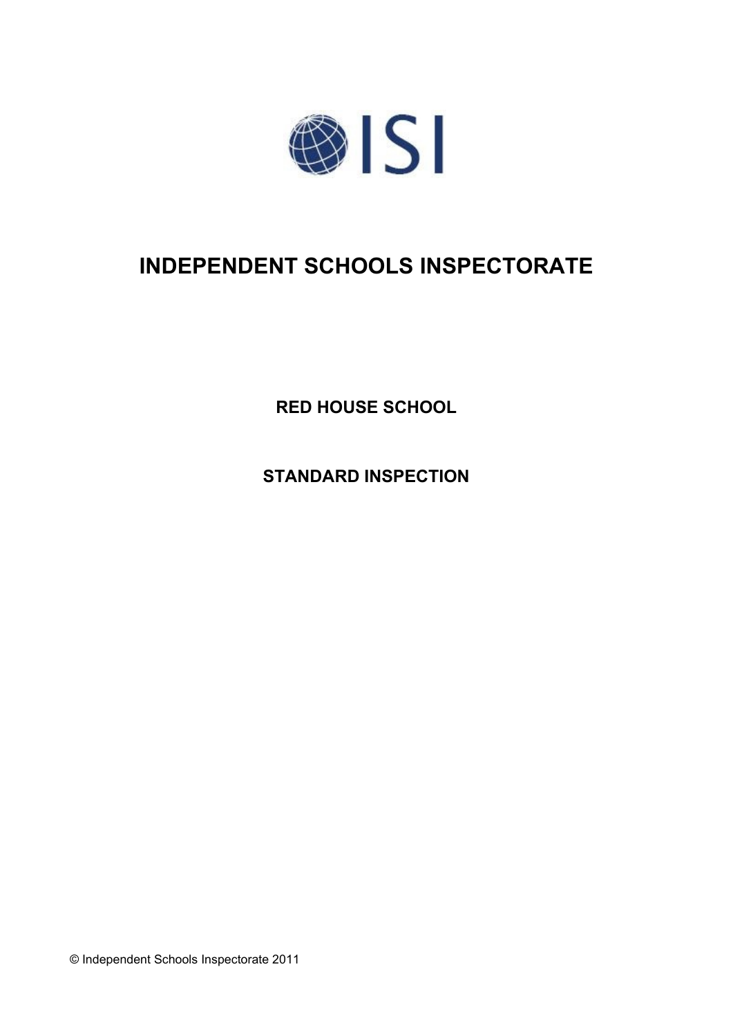ISI

# INDEPENDENT SCHOOLS INSPECTORATE

**RED HOUSE SCHOOL**

**STANDARD INSPECTION**

© Independent Schools Inspectorate 2011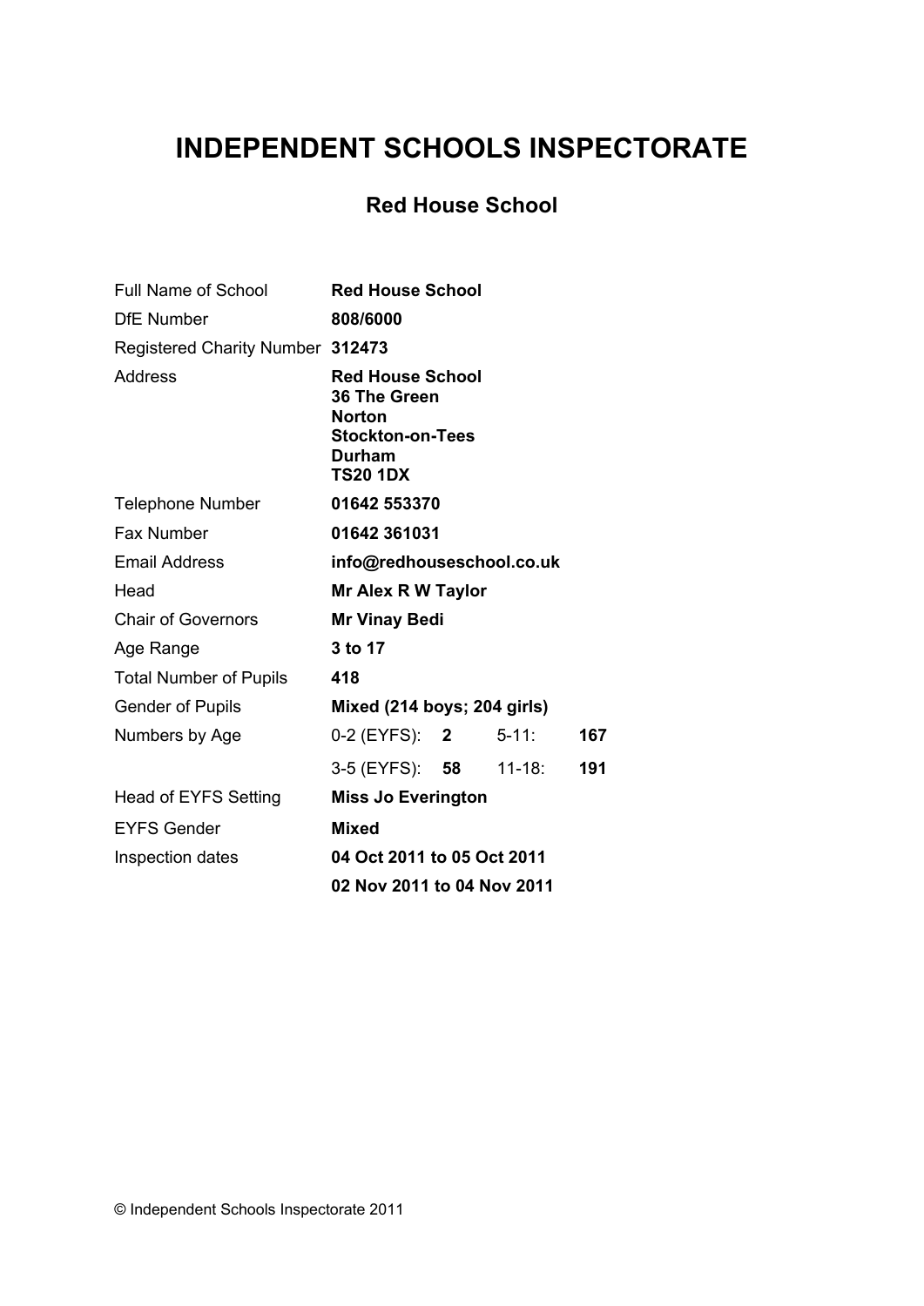# INDEPENDENT SCHOOLS INSPECTORATE

## Red House School

| | | | | |
|---|---|---|---|---|
| Full Name of School | **Red House School** | | | |
| DfE Number | **808/6000** | | | |
| Registered Charity Number | **312473** | | | |
| Address | **Red House School<br>36 The Green<br>Norton<br>Stockton-on-Tees<br>Durham<br>TS20 1DX** | | | |
| Telephone Number | **01642 553370** | | | |
| Fax Number | **01642 361031** | | | |
| Email Address | **info@redhouseschool.co.uk** | | | |
| Head | **Mr Alex R W Taylor** | | | |
| Chair of Governors | **Mr Vinay Bedi** | | | |
| Age Range | **3 to 17** | | | |
| Total Number of Pupils | **418** | | | |
| Gender of Pupils | **Mixed (214 boys; 204 girls)** | | | |
| Numbers by Age | 0-2 (EYFS): **2** | | 5-11: | **167** |
| | 3-5 (EYFS): **58** | | 11-18: | **191** |
| Head of EYFS Setting | **Miss Jo Everington** | | | |
| EYFS Gender | **Mixed** | | | |
| Inspection dates | **04 Oct 2011 to 05 Oct 2011** | | | |
| | **02 Nov 2011 to 04 Nov 2011** | | | |

© Independent Schools Inspectorate 2011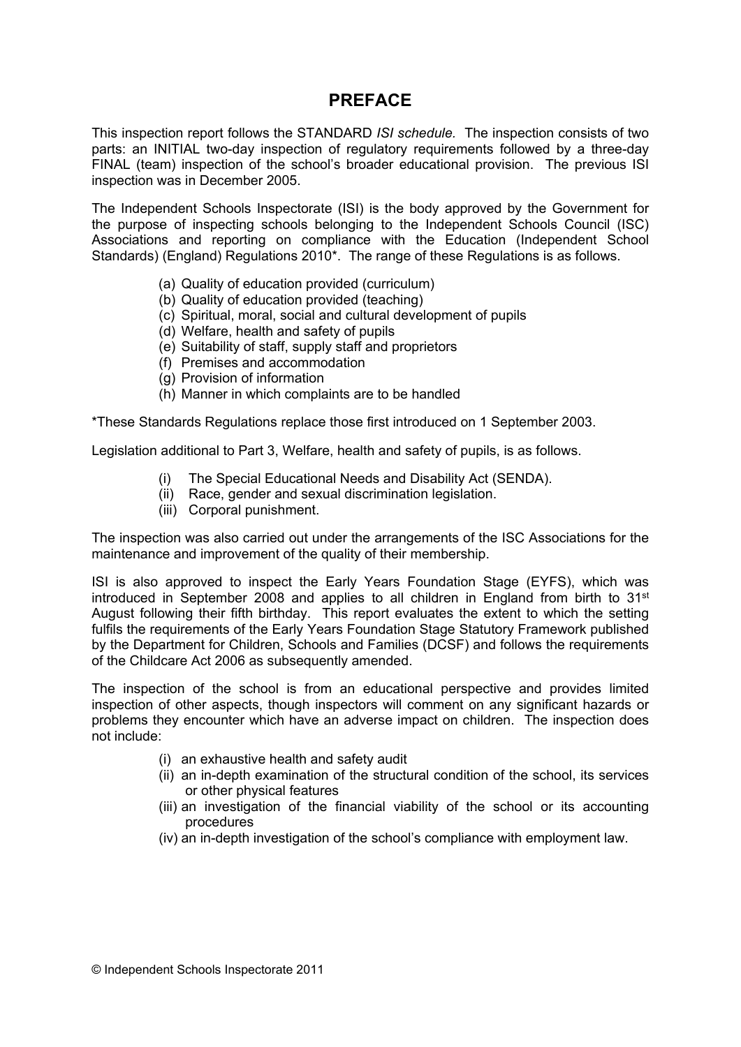# PREFACE

This inspection report follows the STANDARD *ISI schedule.* The inspection consists of two parts: an INITIAL two-day inspection of regulatory requirements followed by a three-day FINAL (team) inspection of the school's broader educational provision. The previous ISI inspection was in December 2005.

The Independent Schools Inspectorate (ISI) is the body approved by the Government for the purpose of inspecting schools belonging to the Independent Schools Council (ISC) Associations and reporting on compliance with the Education (Independent School Standards) (England) Regulations 2010*. The range of these Regulations is as follows.

(a) Quality of education provided (curriculum)
(b) Quality of education provided (teaching)
(c) Spiritual, moral, social and cultural development of pupils
(d) Welfare, health and safety of pupils
(e) Suitability of staff, supply staff and proprietors
(f) Premises and accommodation
(g) Provision of information
(h) Manner in which complaints are to be handled

*These Standards Regulations replace those first introduced on 1 September 2003.

Legislation additional to Part 3, Welfare, health and safety of pupils, is as follows.

(i) The Special Educational Needs and Disability Act (SENDA).
(ii) Race, gender and sexual discrimination legislation.
(iii) Corporal punishment.

The inspection was also carried out under the arrangements of the ISC Associations for the maintenance and improvement of the quality of their membership.

ISI is also approved to inspect the Early Years Foundation Stage (EYFS), which was introduced in September 2008 and applies to all children in England from birth to 31st August following their fifth birthday. This report evaluates the extent to which the setting fulfils the requirements of the Early Years Foundation Stage Statutory Framework published by the Department for Children, Schools and Families (DCSF) and follows the requirements of the Childcare Act 2006 as subsequently amended.

The inspection of the school is from an educational perspective and provides limited inspection of other aspects, though inspectors will comment on any significant hazards or problems they encounter which have an adverse impact on children. The inspection does not include:

(i) an exhaustive health and safety audit
(ii) an in-depth examination of the structural condition of the school, its services or other physical features
(iii) an investigation of the financial viability of the school or its accounting procedures
(iv) an in-depth investigation of the school's compliance with employment law.

© Independent Schools Inspectorate 2011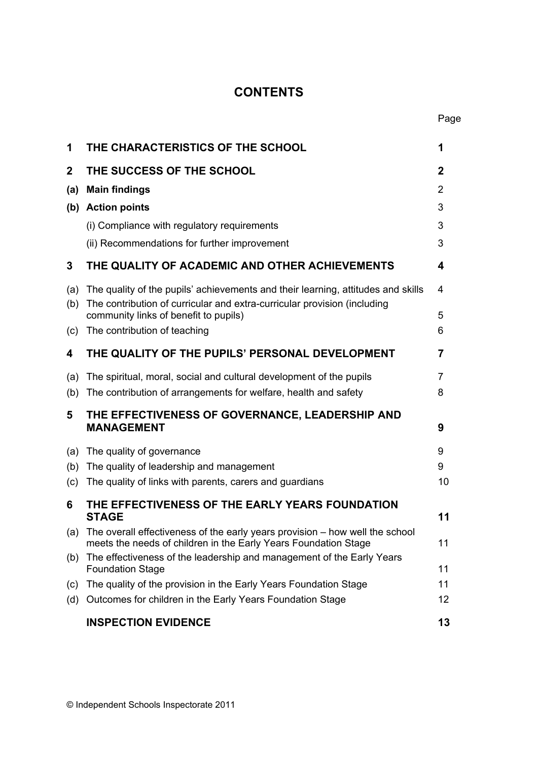# CONTENTS

| | | Page |
|---|---|---|
| **1** | **THE CHARACTERISTICS OF THE SCHOOL** | **1** |
| **2** | **THE SUCCESS OF THE SCHOOL** | **2** |
| **(a)** | **Main findings** | 2 |
| **(b)** | **Action points** | 3 |
| | (i) Compliance with regulatory requirements | 3 |
| | (ii) Recommendations for further improvement | 3 |
| **3** | **THE QUALITY OF ACADEMIC AND OTHER ACHIEVEMENTS** | **4** |
| (a) | The quality of the pupils' achievements and their learning, attitudes and skills | 4 |
| (b) | The contribution of curricular and extra-curricular provision (including community links of benefit to pupils) | 5 |
| (c) | The contribution of teaching | 6 |
| **4** | **THE QUALITY OF THE PUPILS' PERSONAL DEVELOPMENT** | **7** |
| (a) | The spiritual, moral, social and cultural development of the pupils | 7 |
| (b) | The contribution of arrangements for welfare, health and safety | 8 |
| **5** | **THE EFFECTIVENESS OF GOVERNANCE, LEADERSHIP AND MANAGEMENT** | **9** |
| (a) | The quality of governance | 9 |
| (b) | The quality of leadership and management | 9 |
| (c) | The quality of links with parents, carers and guardians | 10 |
| **6** | **THE EFFECTIVENESS OF THE EARLY YEARS FOUNDATION STAGE** | **11** |
| (a) | The overall effectiveness of the early years provision – how well the school meets the needs of children in the Early Years Foundation Stage | 11 |
| (b) | The effectiveness of the leadership and management of the Early Years Foundation Stage | 11 |
| (c) | The quality of the provision in the Early Years Foundation Stage | 11 |
| (d) | Outcomes for children in the Early Years Foundation Stage | 12 |
| | **INSPECTION EVIDENCE** | **13** |

© Independent Schools Inspectorate 2011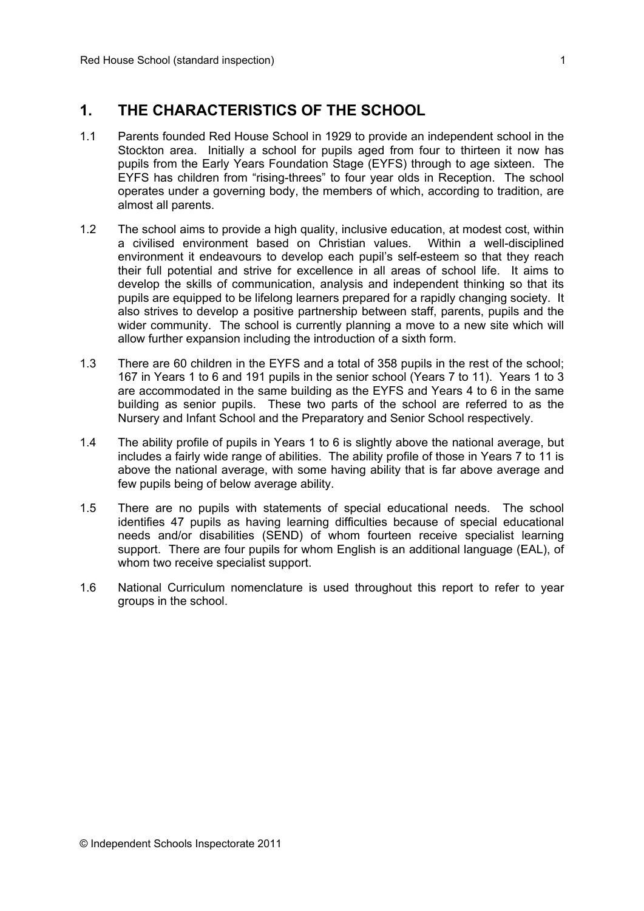## 1. THE CHARACTERISTICS OF THE SCHOOL

1.1 Parents founded Red House School in 1929 to provide an independent school in the Stockton area. Initially a school for pupils aged from four to thirteen it now has pupils from the Early Years Foundation Stage (EYFS) through to age sixteen. The EYFS has children from "rising-threes" to four year olds in Reception. The school operates under a governing body, the members of which, according to tradition, are almost all parents.

1.2 The school aims to provide a high quality, inclusive education, at modest cost, within a civilised environment based on Christian values. Within a well-disciplined environment it endeavours to develop each pupil's self-esteem so that they reach their full potential and strive for excellence in all areas of school life. It aims to develop the skills of communication, analysis and independent thinking so that its pupils are equipped to be lifelong learners prepared for a rapidly changing society. It also strives to develop a positive partnership between staff, parents, pupils and the wider community. The school is currently planning a move to a new site which will allow further expansion including the introduction of a sixth form.

1.3 There are 60 children in the EYFS and a total of 358 pupils in the rest of the school; 167 in Years 1 to 6 and 191 pupils in the senior school (Years 7 to 11). Years 1 to 3 are accommodated in the same building as the EYFS and Years 4 to 6 in the same building as senior pupils. These two parts of the school are referred to as the Nursery and Infant School and the Preparatory and Senior School respectively.

1.4 The ability profile of pupils in Years 1 to 6 is slightly above the national average, but includes a fairly wide range of abilities. The ability profile of those in Years 7 to 11 is above the national average, with some having ability that is far above average and few pupils being of below average ability.

1.5 There are no pupils with statements of special educational needs. The school identifies 47 pupils as having learning difficulties because of special educational needs and/or disabilities (SEND) of whom fourteen receive specialist learning support. There are four pupils for whom English is an additional language (EAL), of whom two receive specialist support.

1.6 National Curriculum nomenclature is used throughout this report to refer to year groups in the school.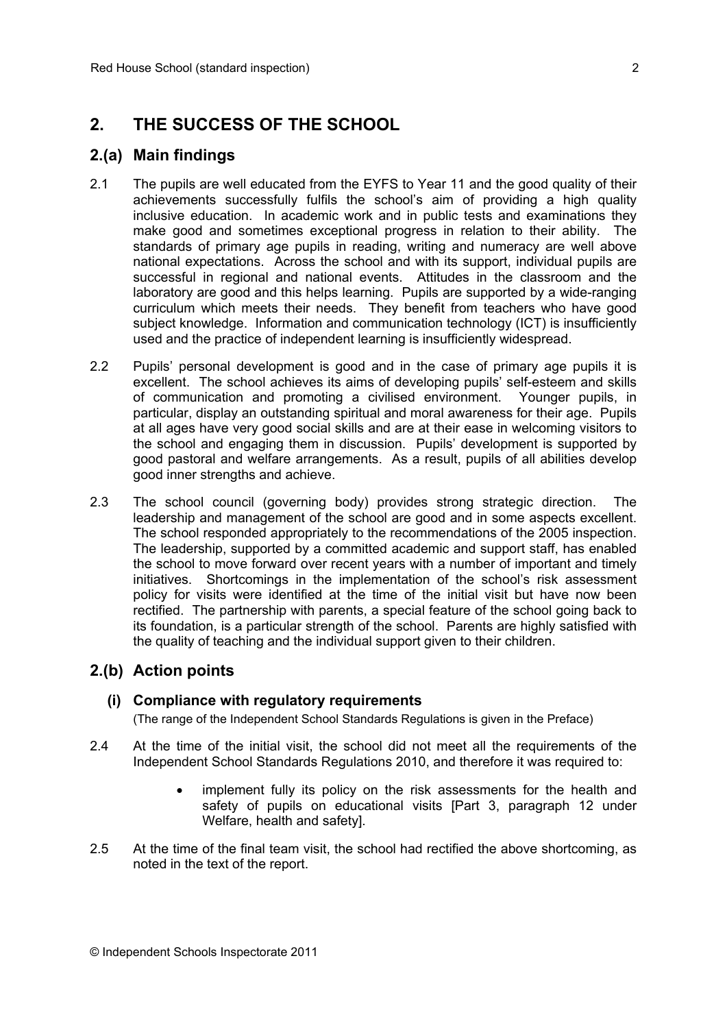## 2. THE SUCCESS OF THE SCHOOL

### 2.(a) Main findings

2.1 The pupils are well educated from the EYFS to Year 11 and the good quality of their achievements successfully fulfils the school's aim of providing a high quality inclusive education. In academic work and in public tests and examinations they make good and sometimes exceptional progress in relation to their ability. The standards of primary age pupils in reading, writing and numeracy are well above national expectations. Across the school and with its support, individual pupils are successful in regional and national events. Attitudes in the classroom and the laboratory are good and this helps learning. Pupils are supported by a wide-ranging curriculum which meets their needs. They benefit from teachers who have good subject knowledge. Information and communication technology (ICT) is insufficiently used and the practice of independent learning is insufficiently widespread.

2.2 Pupils' personal development is good and in the case of primary age pupils it is excellent. The school achieves its aims of developing pupils' self-esteem and skills of communication and promoting a civilised environment. Younger pupils, in particular, display an outstanding spiritual and moral awareness for their age. Pupils at all ages have very good social skills and are at their ease in welcoming visitors to the school and engaging them in discussion. Pupils' development is supported by good pastoral and welfare arrangements. As a result, pupils of all abilities develop good inner strengths and achieve.

2.3 The school council (governing body) provides strong strategic direction. The leadership and management of the school are good and in some aspects excellent. The school responded appropriately to the recommendations of the 2005 inspection. The leadership, supported by a committed academic and support staff, has enabled the school to move forward over recent years with a number of important and timely initiatives. Shortcomings in the implementation of the school's risk assessment policy for visits were identified at the time of the initial visit but have now been rectified. The partnership with parents, a special feature of the school going back to its foundation, is a particular strength of the school. Parents are highly satisfied with the quality of teaching and the individual support given to their children.

### 2.(b) Action points

#### (i) Compliance with regulatory requirements

(The range of the Independent School Standards Regulations is given in the Preface)

2.4 At the time of the initial visit, the school did not meet all the requirements of the Independent School Standards Regulations 2010, and therefore it was required to:

- implement fully its policy on the risk assessments for the health and safety of pupils on educational visits [Part 3, paragraph 12 under Welfare, health and safety].

2.5 At the time of the final team visit, the school had rectified the above shortcoming, as noted in the text of the report.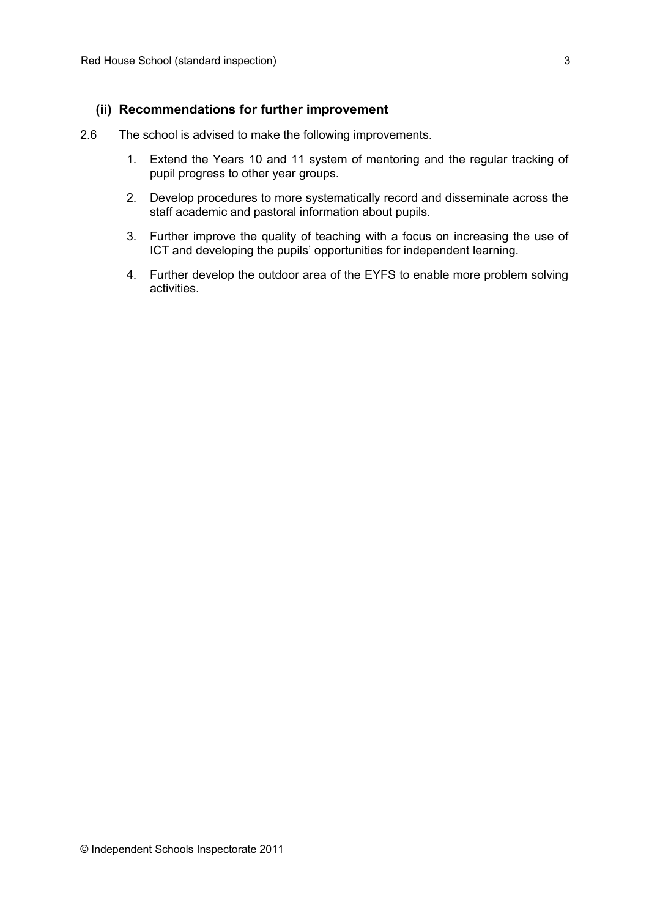### (ii) Recommendations for further improvement

2.6 The school is advised to make the following improvements.

1. Extend the Years 10 and 11 system of mentoring and the regular tracking of pupil progress to other year groups.
2. Develop procedures to more systematically record and disseminate across the staff academic and pastoral information about pupils.
3. Further improve the quality of teaching with a focus on increasing the use of ICT and developing the pupils' opportunities for independent learning.
4. Further develop the outdoor area of the EYFS to enable more problem solving activities.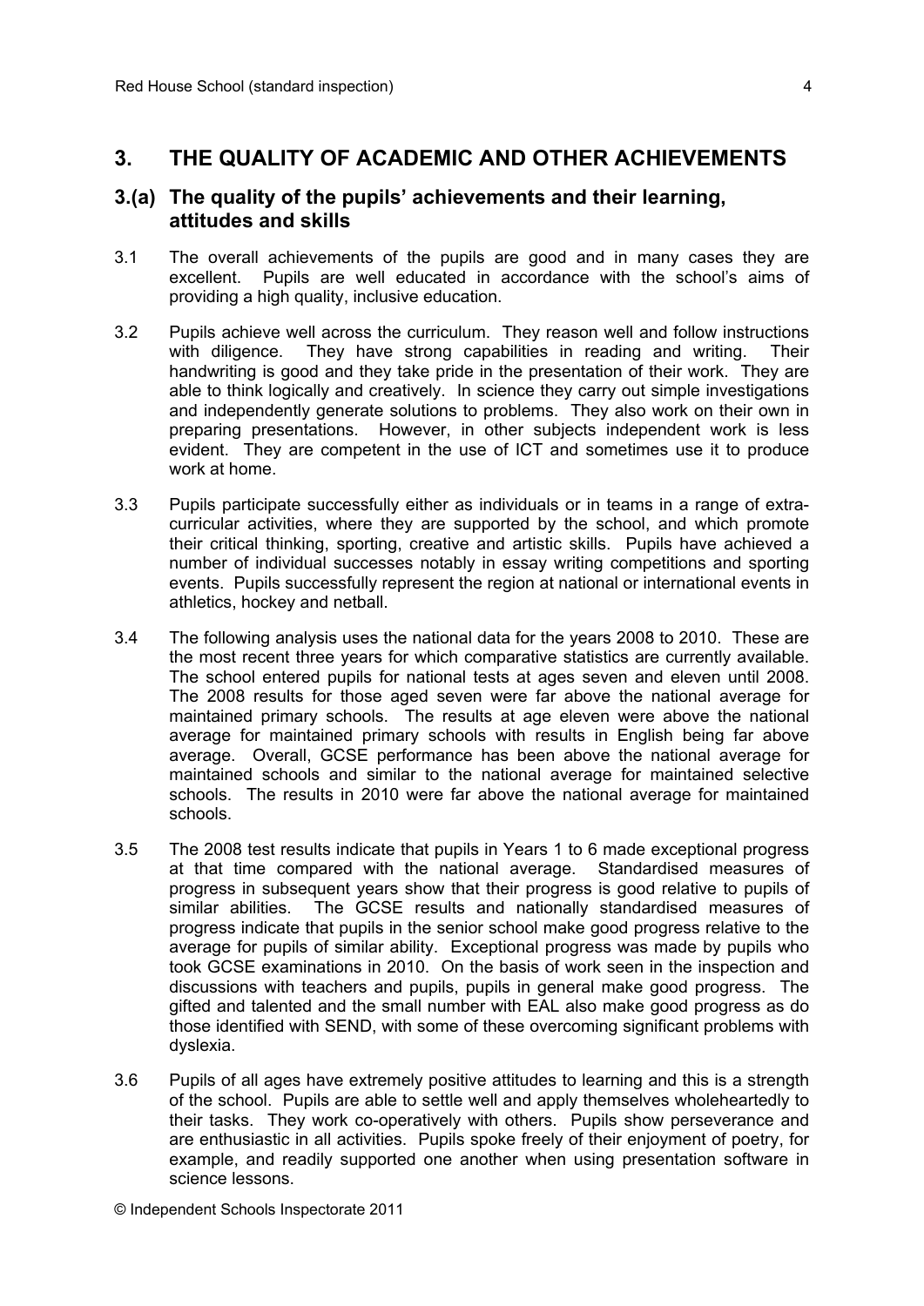## 3. THE QUALITY OF ACADEMIC AND OTHER ACHIEVEMENTS

### 3.(a) The quality of the pupils' achievements and their learning, attitudes and skills

3.1 The overall achievements of the pupils are good and in many cases they are excellent. Pupils are well educated in accordance with the school's aims of providing a high quality, inclusive education.

3.2 Pupils achieve well across the curriculum. They reason well and follow instructions with diligence. They have strong capabilities in reading and writing. Their handwriting is good and they take pride in the presentation of their work. They are able to think logically and creatively. In science they carry out simple investigations and independently generate solutions to problems. They also work on their own in preparing presentations. However, in other subjects independent work is less evident. They are competent in the use of ICT and sometimes use it to produce work at home.

3.3 Pupils participate successfully either as individuals or in teams in a range of extra-curricular activities, where they are supported by the school, and which promote their critical thinking, sporting, creative and artistic skills. Pupils have achieved a number of individual successes notably in essay writing competitions and sporting events. Pupils successfully represent the region at national or international events in athletics, hockey and netball.

3.4 The following analysis uses the national data for the years 2008 to 2010. These are the most recent three years for which comparative statistics are currently available. The school entered pupils for national tests at ages seven and eleven until 2008. The 2008 results for those aged seven were far above the national average for maintained primary schools. The results at age eleven were above the national average for maintained primary schools with results in English being far above average. Overall, GCSE performance has been above the national average for maintained schools and similar to the national average for maintained selective schools. The results in 2010 were far above the national average for maintained schools.

3.5 The 2008 test results indicate that pupils in Years 1 to 6 made exceptional progress at that time compared with the national average. Standardised measures of progress in subsequent years show that their progress is good relative to pupils of similar abilities. The GCSE results and nationally standardised measures of progress indicate that pupils in the senior school make good progress relative to the average for pupils of similar ability. Exceptional progress was made by pupils who took GCSE examinations in 2010. On the basis of work seen in the inspection and discussions with teachers and pupils, pupils in general make good progress. The gifted and talented and the small number with EAL also make good progress as do those identified with SEND, with some of these overcoming significant problems with dyslexia.

3.6 Pupils of all ages have extremely positive attitudes to learning and this is a strength of the school. Pupils are able to settle well and apply themselves wholeheartedly to their tasks. They work co-operatively with others. Pupils show perseverance and are enthusiastic in all activities. Pupils spoke freely of their enjoyment of poetry, for example, and readily supported one another when using presentation software in science lessons.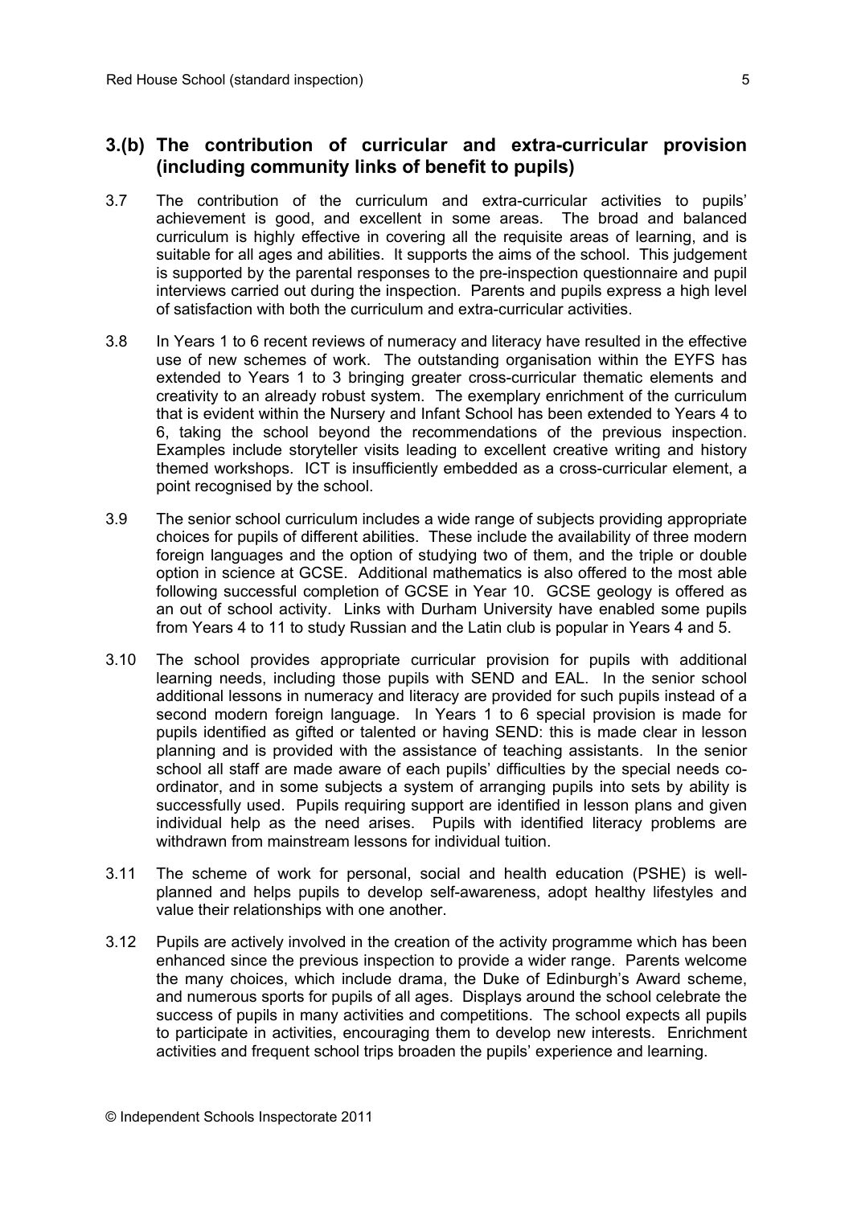## 3.(b) The contribution of curricular and extra-curricular provision (including community links of benefit to pupils)

3.7 The contribution of the curriculum and extra-curricular activities to pupils' achievement is good, and excellent in some areas. The broad and balanced curriculum is highly effective in covering all the requisite areas of learning, and is suitable for all ages and abilities. It supports the aims of the school. This judgement is supported by the parental responses to the pre-inspection questionnaire and pupil interviews carried out during the inspection. Parents and pupils express a high level of satisfaction with both the curriculum and extra-curricular activities.

3.8 In Years 1 to 6 recent reviews of numeracy and literacy have resulted in the effective use of new schemes of work. The outstanding organisation within the EYFS has extended to Years 1 to 3 bringing greater cross-curricular thematic elements and creativity to an already robust system. The exemplary enrichment of the curriculum that is evident within the Nursery and Infant School has been extended to Years 4 to 6, taking the school beyond the recommendations of the previous inspection. Examples include storyteller visits leading to excellent creative writing and history themed workshops. ICT is insufficiently embedded as a cross-curricular element, a point recognised by the school.

3.9 The senior school curriculum includes a wide range of subjects providing appropriate choices for pupils of different abilities. These include the availability of three modern foreign languages and the option of studying two of them, and the triple or double option in science at GCSE. Additional mathematics is also offered to the most able following successful completion of GCSE in Year 10. GCSE geology is offered as an out of school activity. Links with Durham University have enabled some pupils from Years 4 to 11 to study Russian and the Latin club is popular in Years 4 and 5.

3.10 The school provides appropriate curricular provision for pupils with additional learning needs, including those pupils with SEND and EAL. In the senior school additional lessons in numeracy and literacy are provided for such pupils instead of a second modern foreign language. In Years 1 to 6 special provision is made for pupils identified as gifted or talented or having SEND: this is made clear in lesson planning and is provided with the assistance of teaching assistants. In the senior school all staff are made aware of each pupils' difficulties by the special needs co-ordinator, and in some subjects a system of arranging pupils into sets by ability is successfully used. Pupils requiring support are identified in lesson plans and given individual help as the need arises. Pupils with identified literacy problems are withdrawn from mainstream lessons for individual tuition.

3.11 The scheme of work for personal, social and health education (PSHE) is well-planned and helps pupils to develop self-awareness, adopt healthy lifestyles and value their relationships with one another.

3.12 Pupils are actively involved in the creation of the activity programme which has been enhanced since the previous inspection to provide a wider range. Parents welcome the many choices, which include drama, the Duke of Edinburgh's Award scheme, and numerous sports for pupils of all ages. Displays around the school celebrate the success of pupils in many activities and competitions. The school expects all pupils to participate in activities, encouraging them to develop new interests. Enrichment activities and frequent school trips broaden the pupils' experience and learning.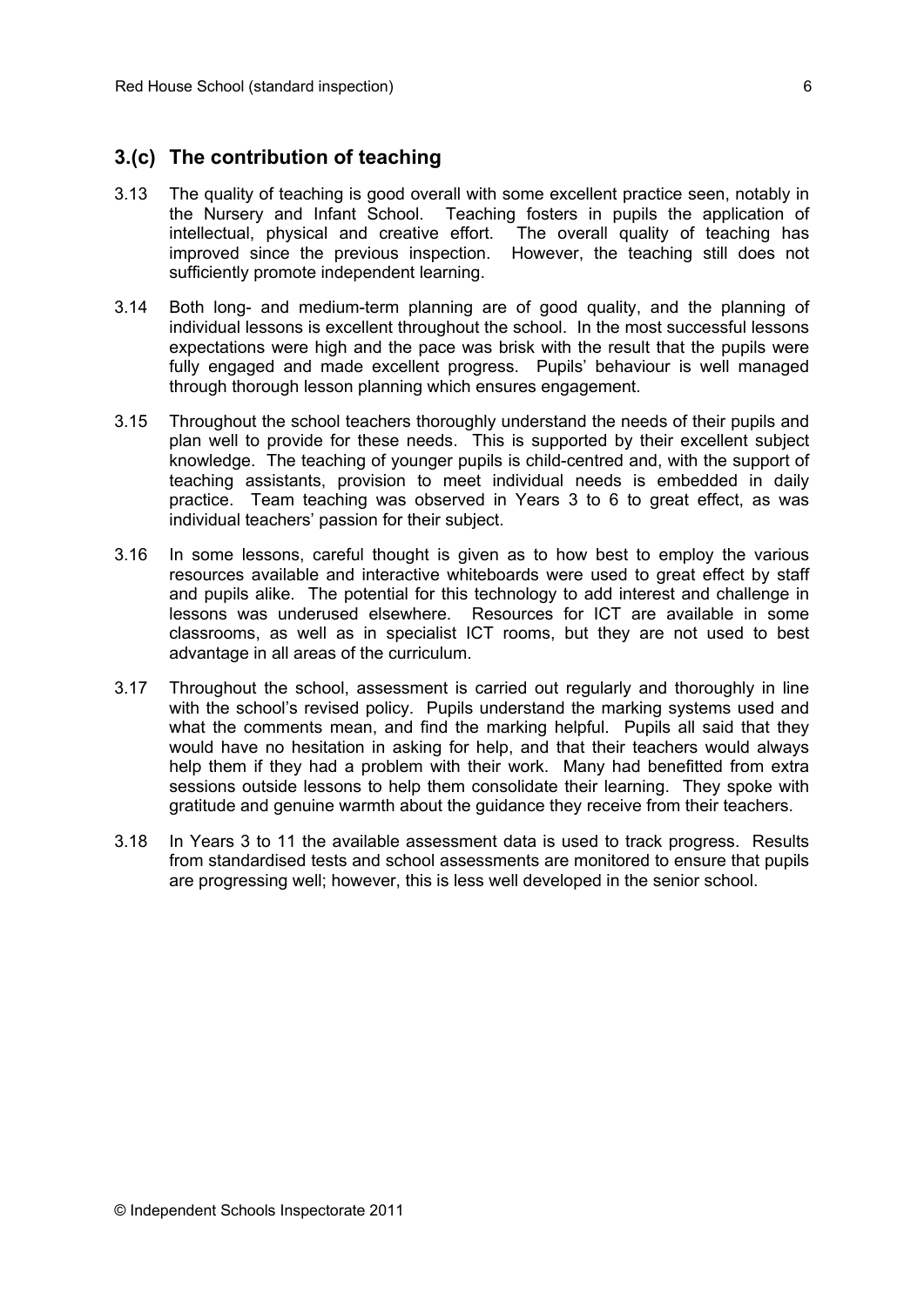## 3.(c) The contribution of teaching

3.13 The quality of teaching is good overall with some excellent practice seen, notably in the Nursery and Infant School. Teaching fosters in pupils the application of intellectual, physical and creative effort. The overall quality of teaching has improved since the previous inspection. However, the teaching still does not sufficiently promote independent learning.

3.14 Both long- and medium-term planning are of good quality, and the planning of individual lessons is excellent throughout the school. In the most successful lessons expectations were high and the pace was brisk with the result that the pupils were fully engaged and made excellent progress. Pupils' behaviour is well managed through thorough lesson planning which ensures engagement.

3.15 Throughout the school teachers thoroughly understand the needs of their pupils and plan well to provide for these needs. This is supported by their excellent subject knowledge. The teaching of younger pupils is child-centred and, with the support of teaching assistants, provision to meet individual needs is embedded in daily practice. Team teaching was observed in Years 3 to 6 to great effect, as was individual teachers' passion for their subject.

3.16 In some lessons, careful thought is given as to how best to employ the various resources available and interactive whiteboards were used to great effect by staff and pupils alike. The potential for this technology to add interest and challenge in lessons was underused elsewhere. Resources for ICT are available in some classrooms, as well as in specialist ICT rooms, but they are not used to best advantage in all areas of the curriculum.

3.17 Throughout the school, assessment is carried out regularly and thoroughly in line with the school's revised policy. Pupils understand the marking systems used and what the comments mean, and find the marking helpful. Pupils all said that they would have no hesitation in asking for help, and that their teachers would always help them if they had a problem with their work. Many had benefitted from extra sessions outside lessons to help them consolidate their learning. They spoke with gratitude and genuine warmth about the guidance they receive from their teachers.

3.18 In Years 3 to 11 the available assessment data is used to track progress. Results from standardised tests and school assessments are monitored to ensure that pupils are progressing well; however, this is less well developed in the senior school.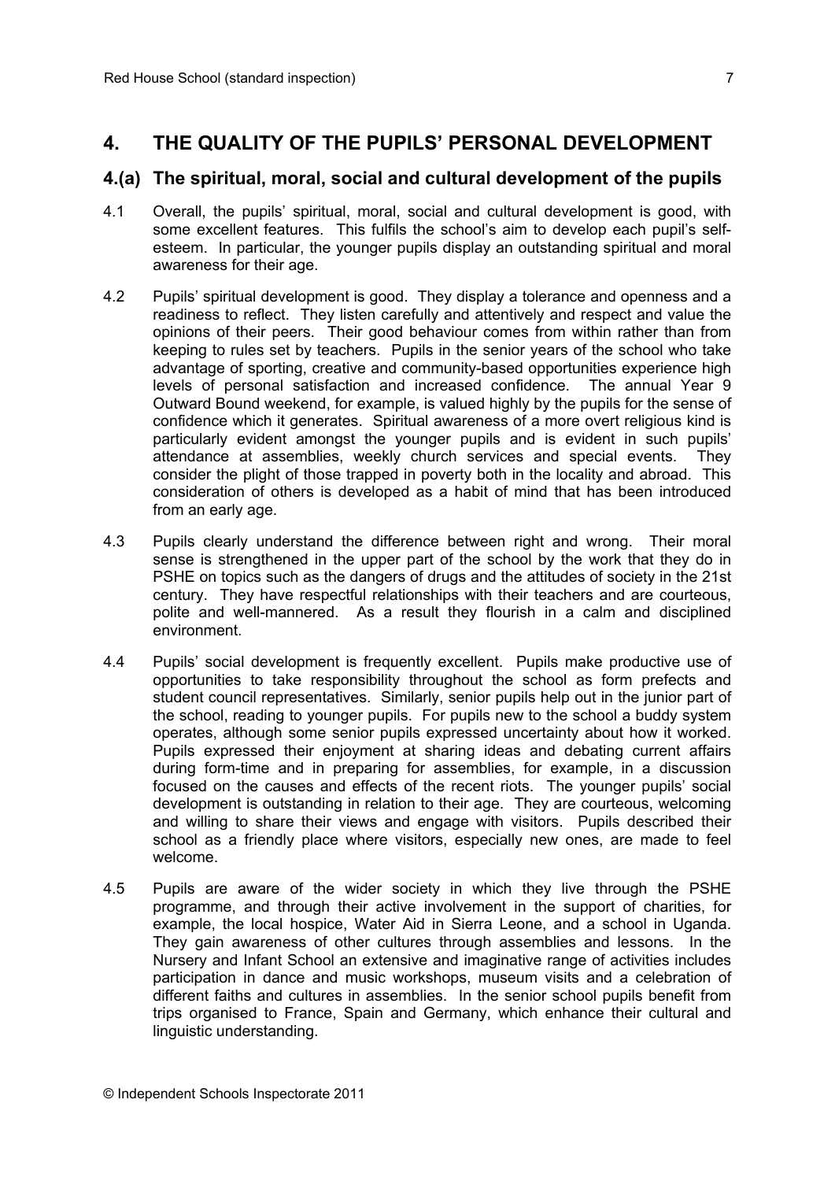## 4. THE QUALITY OF THE PUPILS' PERSONAL DEVELOPMENT

### 4.(a) The spiritual, moral, social and cultural development of the pupils

4.1 Overall, the pupils' spiritual, moral, social and cultural development is good, with some excellent features. This fulfils the school's aim to develop each pupil's self-esteem. In particular, the younger pupils display an outstanding spiritual and moral awareness for their age.

4.2 Pupils' spiritual development is good. They display a tolerance and openness and a readiness to reflect. They listen carefully and attentively and respect and value the opinions of their peers. Their good behaviour comes from within rather than from keeping to rules set by teachers. Pupils in the senior years of the school who take advantage of sporting, creative and community-based opportunities experience high levels of personal satisfaction and increased confidence. The annual Year 9 Outward Bound weekend, for example, is valued highly by the pupils for the sense of confidence which it generates. Spiritual awareness of a more overt religious kind is particularly evident amongst the younger pupils and is evident in such pupils' attendance at assemblies, weekly church services and special events. They consider the plight of those trapped in poverty both in the locality and abroad. This consideration of others is developed as a habit of mind that has been introduced from an early age.

4.3 Pupils clearly understand the difference between right and wrong. Their moral sense is strengthened in the upper part of the school by the work that they do in PSHE on topics such as the dangers of drugs and the attitudes of society in the 21st century. They have respectful relationships with their teachers and are courteous, polite and well-mannered. As a result they flourish in a calm and disciplined environment.

4.4 Pupils' social development is frequently excellent. Pupils make productive use of opportunities to take responsibility throughout the school as form prefects and student council representatives. Similarly, senior pupils help out in the junior part of the school, reading to younger pupils. For pupils new to the school a buddy system operates, although some senior pupils expressed uncertainty about how it worked. Pupils expressed their enjoyment at sharing ideas and debating current affairs during form-time and in preparing for assemblies, for example, in a discussion focused on the causes and effects of the recent riots. The younger pupils' social development is outstanding in relation to their age. They are courteous, welcoming and willing to share their views and engage with visitors. Pupils described their school as a friendly place where visitors, especially new ones, are made to feel welcome.

4.5 Pupils are aware of the wider society in which they live through the PSHE programme, and through their active involvement in the support of charities, for example, the local hospice, Water Aid in Sierra Leone, and a school in Uganda. They gain awareness of other cultures through assemblies and lessons. In the Nursery and Infant School an extensive and imaginative range of activities includes participation in dance and music workshops, museum visits and a celebration of different faiths and cultures in assemblies. In the senior school pupils benefit from trips organised to France, Spain and Germany, which enhance their cultural and linguistic understanding.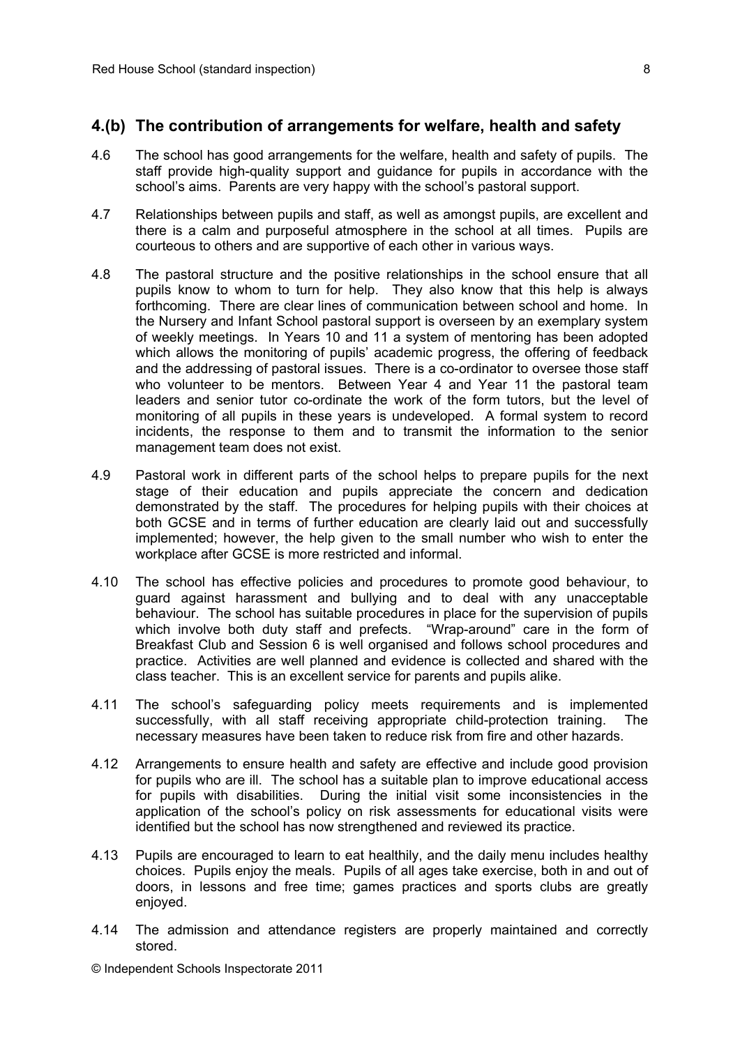## 4.(b) The contribution of arrangements for welfare, health and safety

4.6 The school has good arrangements for the welfare, health and safety of pupils. The staff provide high-quality support and guidance for pupils in accordance with the school's aims. Parents are very happy with the school's pastoral support.

4.7 Relationships between pupils and staff, as well as amongst pupils, are excellent and there is a calm and purposeful atmosphere in the school at all times. Pupils are courteous to others and are supportive of each other in various ways.

4.8 The pastoral structure and the positive relationships in the school ensure that all pupils know to whom to turn for help. They also know that this help is always forthcoming. There are clear lines of communication between school and home. In the Nursery and Infant School pastoral support is overseen by an exemplary system of weekly meetings. In Years 10 and 11 a system of mentoring has been adopted which allows the monitoring of pupils' academic progress, the offering of feedback and the addressing of pastoral issues. There is a co-ordinator to oversee those staff who volunteer to be mentors. Between Year 4 and Year 11 the pastoral team leaders and senior tutor co-ordinate the work of the form tutors, but the level of monitoring of all pupils in these years is undeveloped. A formal system to record incidents, the response to them and to transmit the information to the senior management team does not exist.

4.9 Pastoral work in different parts of the school helps to prepare pupils for the next stage of their education and pupils appreciate the concern and dedication demonstrated by the staff. The procedures for helping pupils with their choices at both GCSE and in terms of further education are clearly laid out and successfully implemented; however, the help given to the small number who wish to enter the workplace after GCSE is more restricted and informal.

4.10 The school has effective policies and procedures to promote good behaviour, to guard against harassment and bullying and to deal with any unacceptable behaviour. The school has suitable procedures in place for the supervision of pupils which involve both duty staff and prefects. "Wrap-around" care in the form of Breakfast Club and Session 6 is well organised and follows school procedures and practice. Activities are well planned and evidence is collected and shared with the class teacher. This is an excellent service for parents and pupils alike.

4.11 The school's safeguarding policy meets requirements and is implemented successfully, with all staff receiving appropriate child-protection training. The necessary measures have been taken to reduce risk from fire and other hazards.

4.12 Arrangements to ensure health and safety are effective and include good provision for pupils who are ill. The school has a suitable plan to improve educational access for pupils with disabilities. During the initial visit some inconsistencies in the application of the school's policy on risk assessments for educational visits were identified but the school has now strengthened and reviewed its practice.

4.13 Pupils are encouraged to learn to eat healthily, and the daily menu includes healthy choices. Pupils enjoy the meals. Pupils of all ages take exercise, both in and out of doors, in lessons and free time; games practices and sports clubs are greatly enjoyed.

4.14 The admission and attendance registers are properly maintained and correctly stored.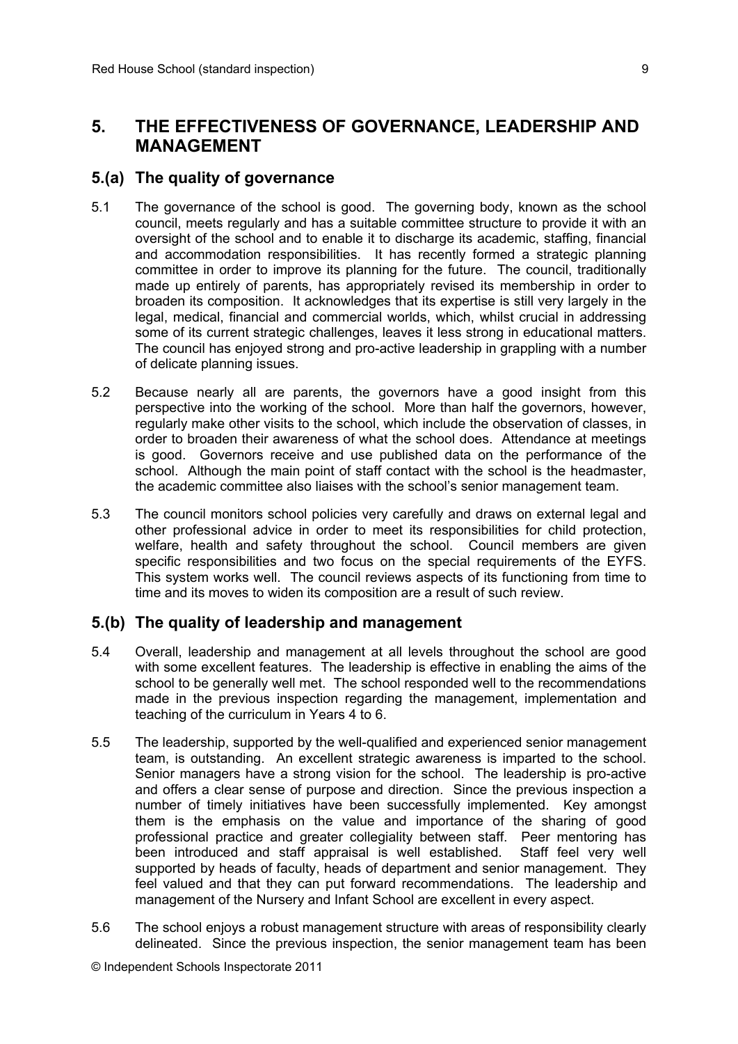## 5. THE EFFECTIVENESS OF GOVERNANCE, LEADERSHIP AND MANAGEMENT

### 5.(a) The quality of governance

5.1 The governance of the school is good. The governing body, known as the school council, meets regularly and has a suitable committee structure to provide it with an oversight of the school and to enable it to discharge its academic, staffing, financial and accommodation responsibilities. It has recently formed a strategic planning committee in order to improve its planning for the future. The council, traditionally made up entirely of parents, has appropriately revised its membership in order to broaden its composition. It acknowledges that its expertise is still very largely in the legal, medical, financial and commercial worlds, which, whilst crucial in addressing some of its current strategic challenges, leaves it less strong in educational matters. The council has enjoyed strong and pro-active leadership in grappling with a number of delicate planning issues.

5.2 Because nearly all are parents, the governors have a good insight from this perspective into the working of the school. More than half the governors, however, regularly make other visits to the school, which include the observation of classes, in order to broaden their awareness of what the school does. Attendance at meetings is good. Governors receive and use published data on the performance of the school. Although the main point of staff contact with the school is the headmaster, the academic committee also liaises with the school's senior management team.

5.3 The council monitors school policies very carefully and draws on external legal and other professional advice in order to meet its responsibilities for child protection, welfare, health and safety throughout the school. Council members are given specific responsibilities and two focus on the special requirements of the EYFS. This system works well. The council reviews aspects of its functioning from time to time and its moves to widen its composition are a result of such review.

### 5.(b) The quality of leadership and management

5.4 Overall, leadership and management at all levels throughout the school are good with some excellent features. The leadership is effective in enabling the aims of the school to be generally well met. The school responded well to the recommendations made in the previous inspection regarding the management, implementation and teaching of the curriculum in Years 4 to 6.

5.5 The leadership, supported by the well-qualified and experienced senior management team, is outstanding. An excellent strategic awareness is imparted to the school. Senior managers have a strong vision for the school. The leadership is pro-active and offers a clear sense of purpose and direction. Since the previous inspection a number of timely initiatives have been successfully implemented. Key amongst them is the emphasis on the value and importance of the sharing of good professional practice and greater collegiality between staff. Peer mentoring has been introduced and staff appraisal is well established. Staff feel very well supported by heads of faculty, heads of department and senior management. They feel valued and that they can put forward recommendations. The leadership and management of the Nursery and Infant School are excellent in every aspect.

5.6 The school enjoys a robust management structure with areas of responsibility clearly delineated. Since the previous inspection, the senior management team has been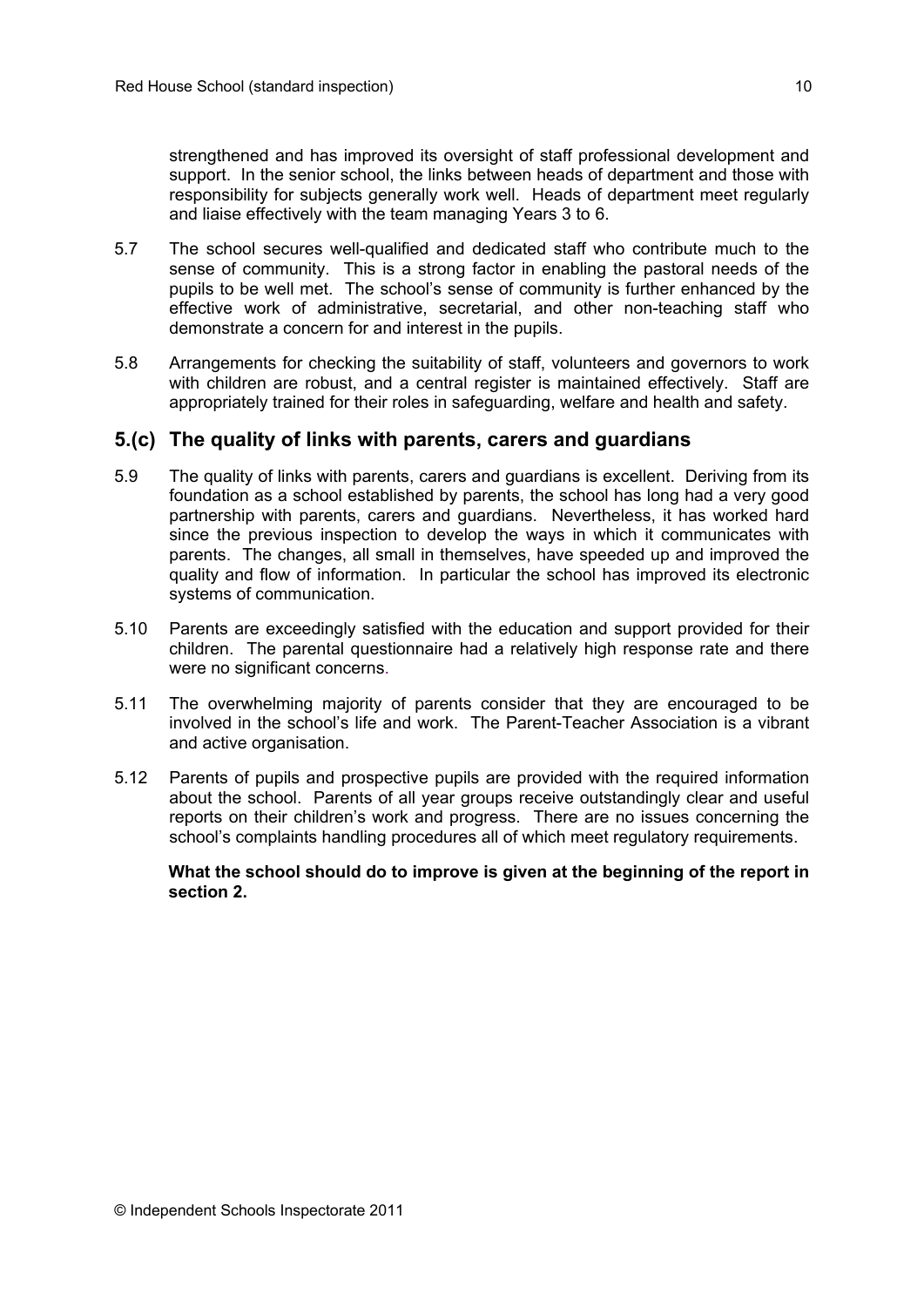strengthened and has improved its oversight of staff professional development and support. In the senior school, the links between heads of department and those with responsibility for subjects generally work well. Heads of department meet regularly and liaise effectively with the team managing Years 3 to 6.

5.7 The school secures well-qualified and dedicated staff who contribute much to the sense of community. This is a strong factor in enabling the pastoral needs of the pupils to be well met. The school's sense of community is further enhanced by the effective work of administrative, secretarial, and other non-teaching staff who demonstrate a concern for and interest in the pupils.

5.8 Arrangements for checking the suitability of staff, volunteers and governors to work with children are robust, and a central register is maintained effectively. Staff are appropriately trained for their roles in safeguarding, welfare and health and safety.

## 5.(c) The quality of links with parents, carers and guardians

5.9 The quality of links with parents, carers and guardians is excellent. Deriving from its foundation as a school established by parents, the school has long had a very good partnership with parents, carers and guardians. Nevertheless, it has worked hard since the previous inspection to develop the ways in which it communicates with parents. The changes, all small in themselves, have speeded up and improved the quality and flow of information. In particular the school has improved its electronic systems of communication.

5.10 Parents are exceedingly satisfied with the education and support provided for their children. The parental questionnaire had a relatively high response rate and there were no significant concerns.

5.11 The overwhelming majority of parents consider that they are encouraged to be involved in the school's life and work. The Parent-Teacher Association is a vibrant and active organisation.

5.12 Parents of pupils and prospective pupils are provided with the required information about the school. Parents of all year groups receive outstandingly clear and useful reports on their children's work and progress. There are no issues concerning the school's complaints handling procedures all of which meet regulatory requirements.

**What the school should do to improve is given at the beginning of the report in section 2.**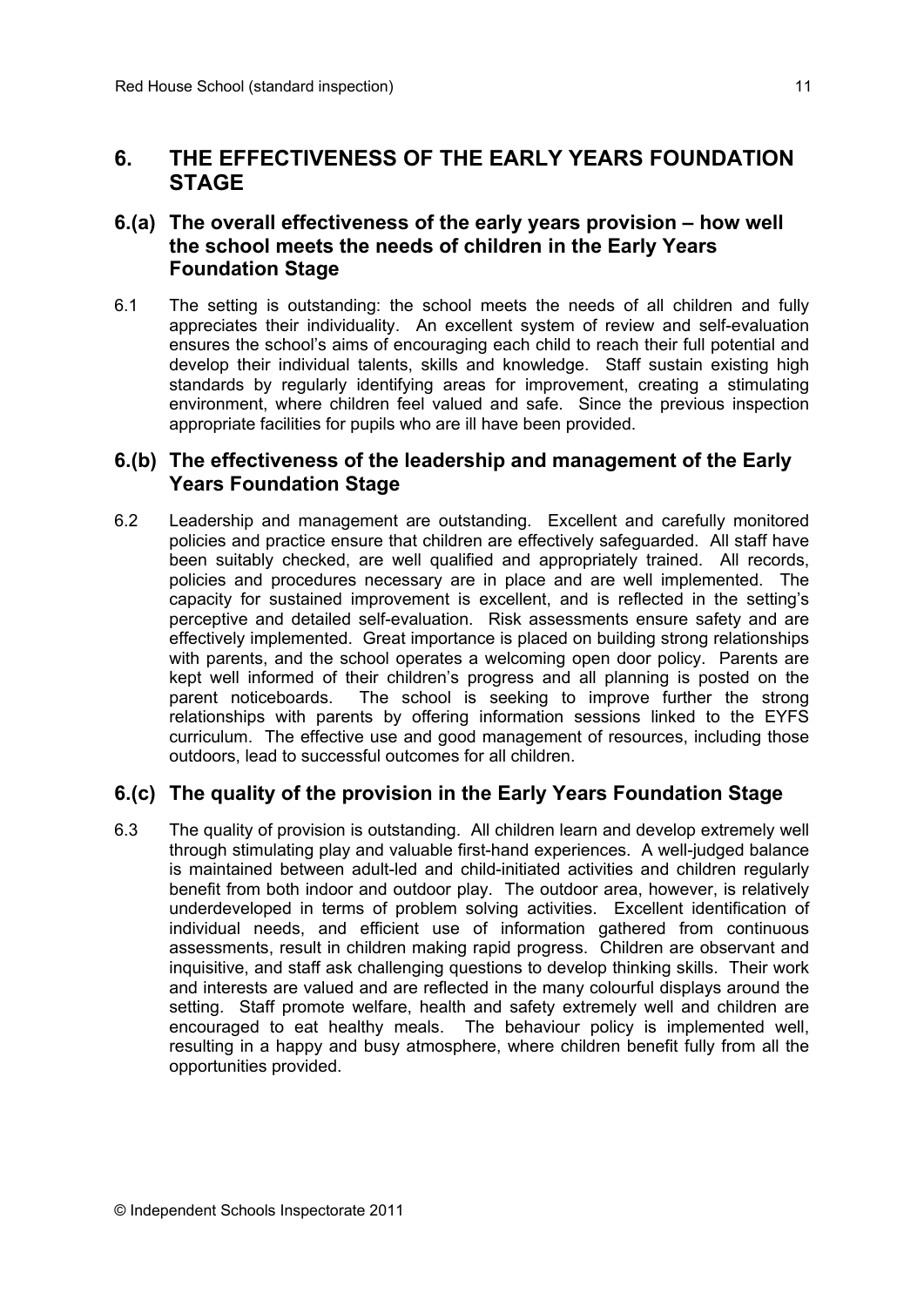## 6. THE EFFECTIVENESS OF THE EARLY YEARS FOUNDATION STAGE

### 6.(a) The overall effectiveness of the early years provision – how well the school meets the needs of children in the Early Years Foundation Stage

6.1 The setting is outstanding: the school meets the needs of all children and fully appreciates their individuality. An excellent system of review and self-evaluation ensures the school's aims of encouraging each child to reach their full potential and develop their individual talents, skills and knowledge. Staff sustain existing high standards by regularly identifying areas for improvement, creating a stimulating environment, where children feel valued and safe. Since the previous inspection appropriate facilities for pupils who are ill have been provided.

### 6.(b) The effectiveness of the leadership and management of the Early Years Foundation Stage

6.2 Leadership and management are outstanding. Excellent and carefully monitored policies and practice ensure that children are effectively safeguarded. All staff have been suitably checked, are well qualified and appropriately trained. All records, policies and procedures necessary are in place and are well implemented. The capacity for sustained improvement is excellent, and is reflected in the setting's perceptive and detailed self-evaluation. Risk assessments ensure safety and are effectively implemented. Great importance is placed on building strong relationships with parents, and the school operates a welcoming open door policy. Parents are kept well informed of their children's progress and all planning is posted on the parent noticeboards. The school is seeking to improve further the strong relationships with parents by offering information sessions linked to the EYFS curriculum. The effective use and good management of resources, including those outdoors, lead to successful outcomes for all children.

### 6.(c) The quality of the provision in the Early Years Foundation Stage

6.3 The quality of provision is outstanding. All children learn and develop extremely well through stimulating play and valuable first-hand experiences. A well-judged balance is maintained between adult-led and child-initiated activities and children regularly benefit from both indoor and outdoor play. The outdoor area, however, is relatively underdeveloped in terms of problem solving activities. Excellent identification of individual needs, and efficient use of information gathered from continuous assessments, result in children making rapid progress. Children are observant and inquisitive, and staff ask challenging questions to develop thinking skills. Their work and interests are valued and are reflected in the many colourful displays around the setting. Staff promote welfare, health and safety extremely well and children are encouraged to eat healthy meals. The behaviour policy is implemented well, resulting in a happy and busy atmosphere, where children benefit fully from all the opportunities provided.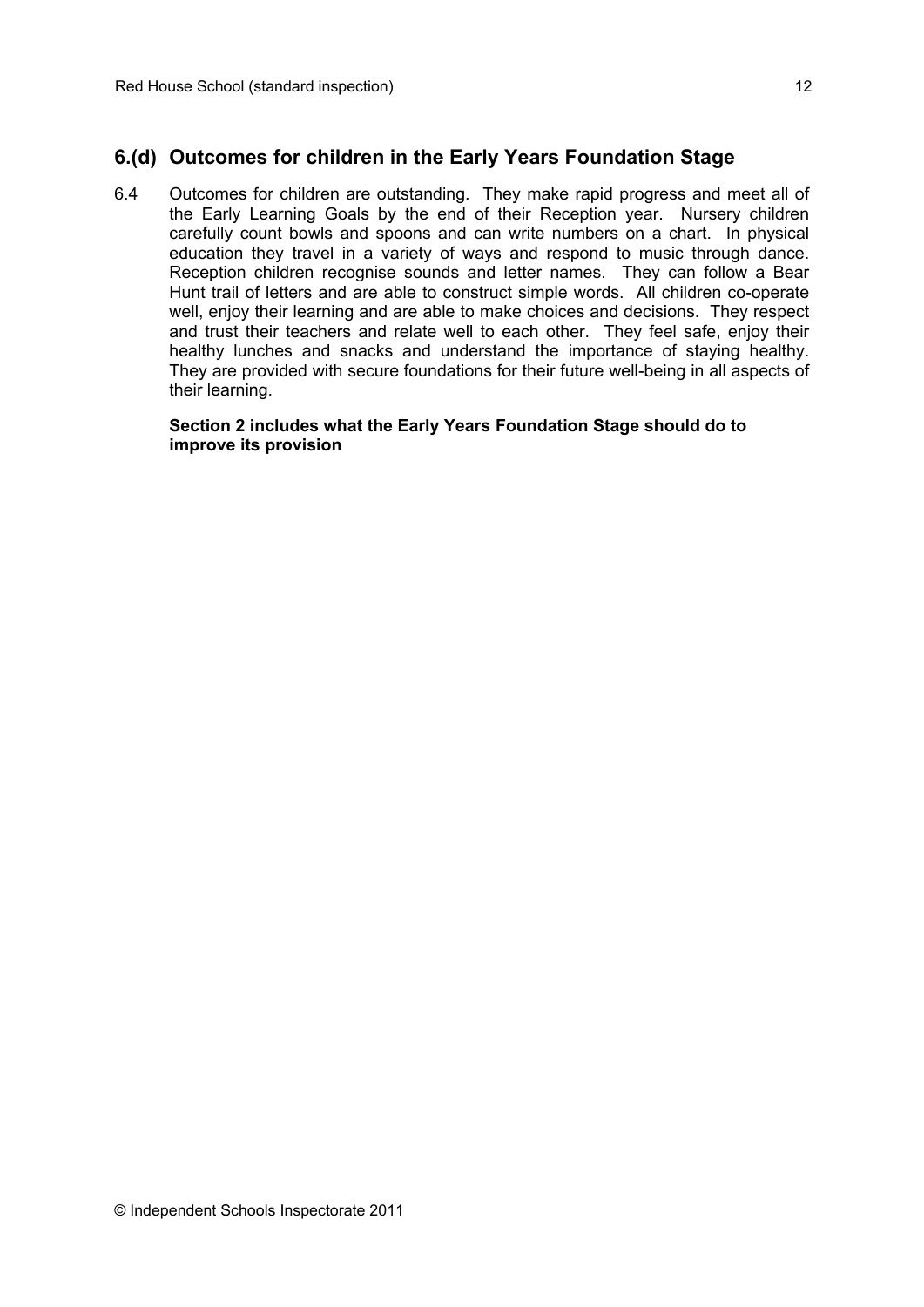## 6.(d) Outcomes for children in the Early Years Foundation Stage

6.4 Outcomes for children are outstanding. They make rapid progress and meet all of the Early Learning Goals by the end of their Reception year. Nursery children carefully count bowls and spoons and can write numbers on a chart. In physical education they travel in a variety of ways and respond to music through dance. Reception children recognise sounds and letter names. They can follow a Bear Hunt trail of letters and are able to construct simple words. All children co-operate well, enjoy their learning and are able to make choices and decisions. They respect and trust their teachers and relate well to each other. They feel safe, enjoy their healthy lunches and snacks and understand the importance of staying healthy. They are provided with secure foundations for their future well-being in all aspects of their learning.

**Section 2 includes what the Early Years Foundation Stage should do to improve its provision**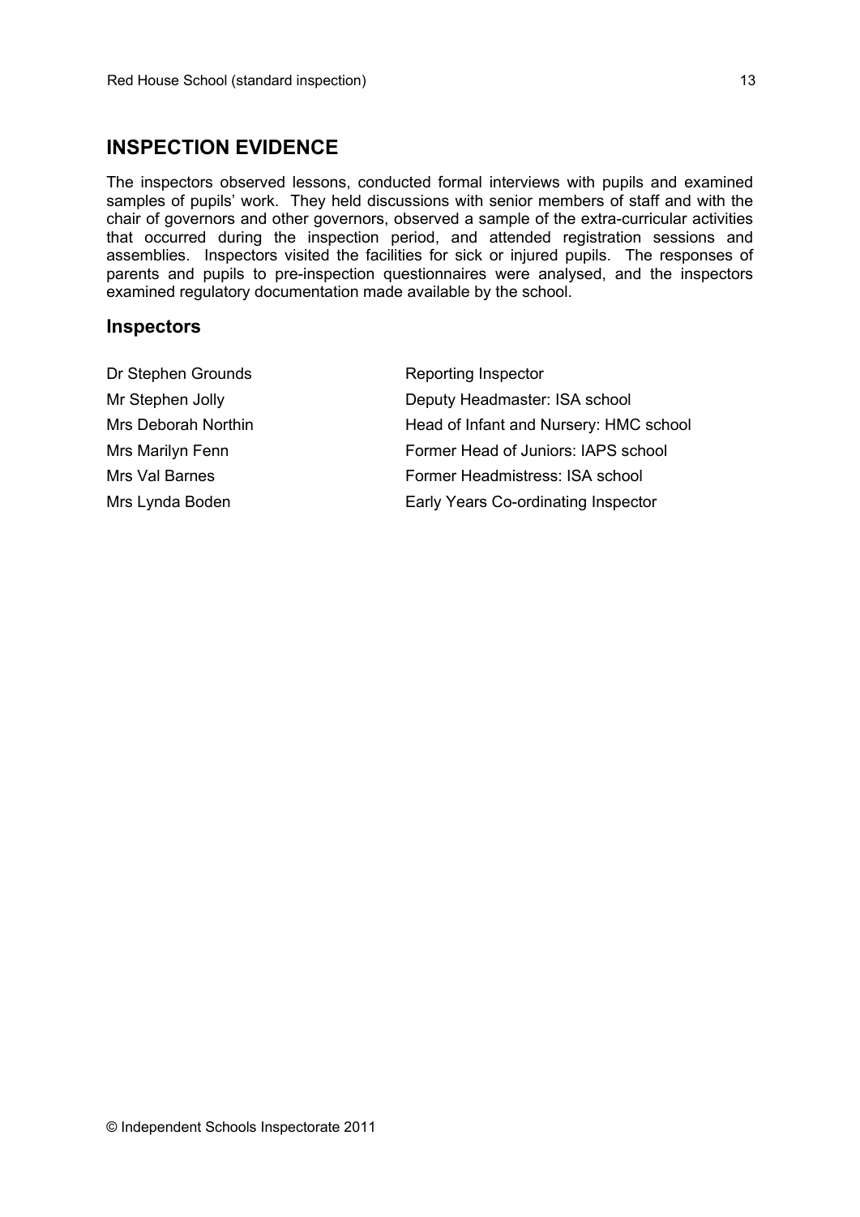# INSPECTION EVIDENCE

The inspectors observed lessons, conducted formal interviews with pupils and examined samples of pupils' work. They held discussions with senior members of staff and with the chair of governors and other governors, observed a sample of the extra-curricular activities that occurred during the inspection period, and attended registration sessions and assemblies. Inspectors visited the facilities for sick or injured pupils. The responses of parents and pupils to pre-inspection questionnaires were analysed, and the inspectors examined regulatory documentation made available by the school.

## Inspectors

| | |
|---|---|
| Dr Stephen Grounds | Reporting Inspector |
| Mr Stephen Jolly | Deputy Headmaster: ISA school |
| Mrs Deborah Northin | Head of Infant and Nursery: HMC school |
| Mrs Marilyn Fenn | Former Head of Juniors: IAPS school |
| Mrs Val Barnes | Former Headmistress: ISA school |
| Mrs Lynda Boden | Early Years Co-ordinating Inspector |

© Independent Schools Inspectorate 2011